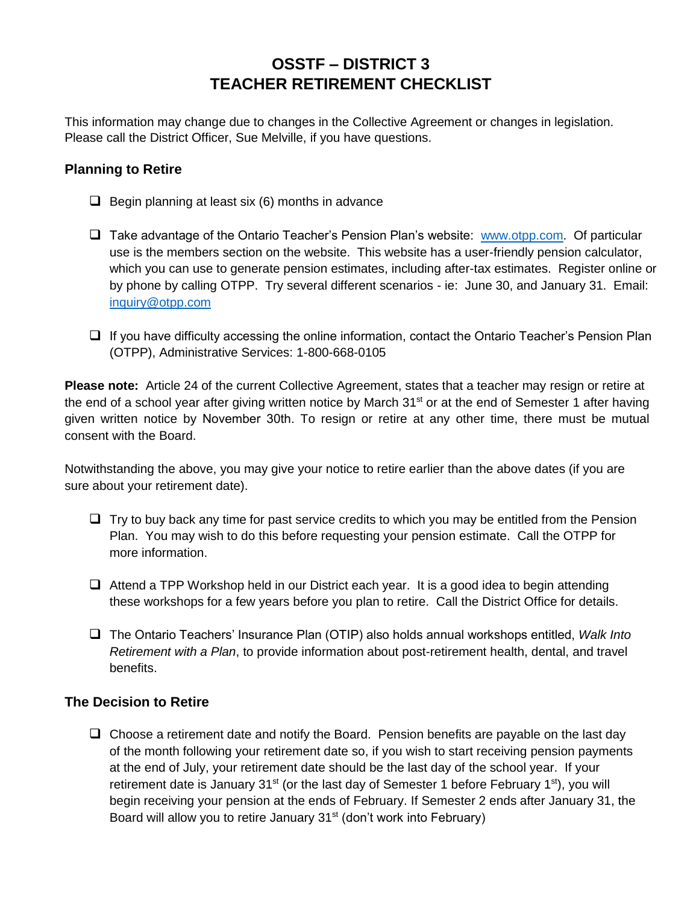# OSSTF – DISTRICT 3
# TEACHER RETIREMENT CHECKLIST

This information may change due to changes in the Collective Agreement or changes in legislation. Please call the District Officer, Sue Melville, if you have questions.

## Planning to Retire

- [ ] Begin planning at least six (6) months in advance

- [ ] Take advantage of the Ontario Teacher's Pension Plan's website: [www.otpp.com](http://www.otpp.com). Of particular use is the members section on the website. This website has a user-friendly pension calculator, which you can use to generate pension estimates, including after-tax estimates. Register online or by phone by calling OTPP. Try several different scenarios - ie: June 30, and January 31. Email: [inquiry@otpp.com](mailto:inquiry@otpp.com)

- [ ] If you have difficulty accessing the online information, contact the Ontario Teacher's Pension Plan (OTPP), Administrative Services: 1-800-668-0105

**Please note:** Article 24 of the current Collective Agreement, states that a teacher may resign or retire at the end of a school year after giving written notice by March 31st or at the end of Semester 1 after having given written notice by November 30th. To resign or retire at any other time, there must be mutual consent with the Board.

Notwithstanding the above, you may give your notice to retire earlier than the above dates (if you are sure about your retirement date).

- [ ] Try to buy back any time for past service credits to which you may be entitled from the Pension Plan. You may wish to do this before requesting your pension estimate. Call the OTPP for more information.

- [ ] Attend a TPP Workshop held in our District each year. It is a good idea to begin attending these workshops for a few years before you plan to retire. Call the District Office for details.

- [ ] The Ontario Teachers' Insurance Plan (OTIP) also holds annual workshops entitled, *Walk Into Retirement with a Plan*, to provide information about post-retirement health, dental, and travel benefits.

## The Decision to Retire

- [ ] Choose a retirement date and notify the Board. Pension benefits are payable on the last day of the month following your retirement date so, if you wish to start receiving pension payments at the end of July, your retirement date should be the last day of the school year. If your retirement date is January 31st (or the last day of Semester 1 before February 1st), you will begin receiving your pension at the ends of February. If Semester 2 ends after January 31, the Board will allow you to retire January 31st (don't work into February)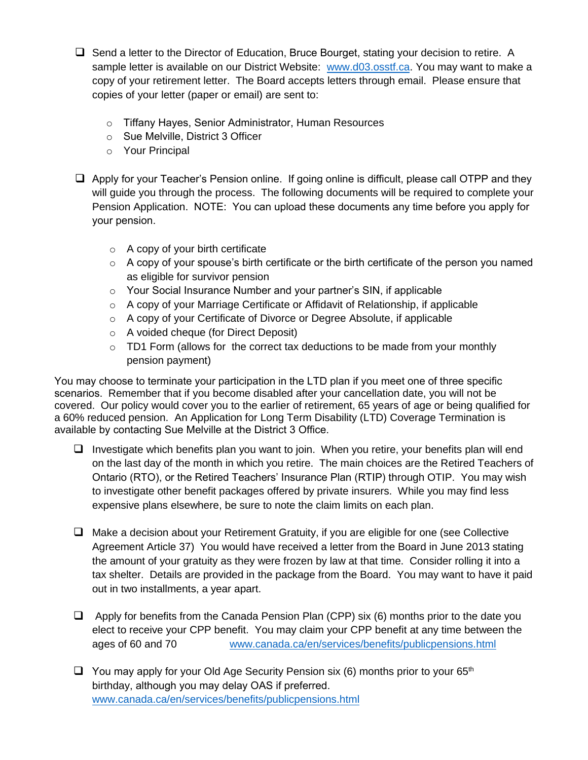- [ ] Send a letter to the Director of Education, Bruce Bourget, stating your decision to retire. A sample letter is available on our District Website: [www.d03.osstf.ca](http://www.d03.osstf.ca). You may want to make a copy of your retirement letter. The Board accepts letters through email. Please ensure that copies of your letter (paper or email) are sent to:

    - Tiffany Hayes, Senior Administrator, Human Resources
    - Sue Melville, District 3 Officer
    - Your Principal

- [ ] Apply for your Teacher's Pension online. If going online is difficult, please call OTPP and they will guide you through the process. The following documents will be required to complete your Pension Application. NOTE: You can upload these documents any time before you apply for your pension.

    - A copy of your birth certificate
    - A copy of your spouse's birth certificate or the birth certificate of the person you named as eligible for survivor pension
    - Your Social Insurance Number and your partner's SIN, if applicable
    - A copy of your Marriage Certificate or Affidavit of Relationship, if applicable
    - A copy of your Certificate of Divorce or Degree Absolute, if applicable
    - A voided cheque (for Direct Deposit)
    - TD1 Form (allows for the correct tax deductions to be made from your monthly pension payment)

You may choose to terminate your participation in the LTD plan if you meet one of three specific scenarios. Remember that if you become disabled after your cancellation date, you will not be covered. Our policy would cover you to the earlier of retirement, 65 years of age or being qualified for a 60% reduced pension. An Application for Long Term Disability (LTD) Coverage Termination is available by contacting Sue Melville at the District 3 Office.

- [ ] Investigate which benefits plan you want to join. When you retire, your benefits plan will end on the last day of the month in which you retire. The main choices are the Retired Teachers of Ontario (RTO), or the Retired Teachers' Insurance Plan (RTIP) through OTIP. You may wish to investigate other benefit packages offered by private insurers. While you may find less expensive plans elsewhere, be sure to note the claim limits on each plan.

- [ ] Make a decision about your Retirement Gratuity, if you are eligible for one (see Collective Agreement Article 37) You would have received a letter from the Board in June 2013 stating the amount of your gratuity as they were frozen by law at that time. Consider rolling it into a tax shelter. Details are provided in the package from the Board. You may want to have it paid out in two installments, a year apart.

- [ ] Apply for benefits from the Canada Pension Plan (CPP) six (6) months prior to the date you elect to receive your CPP benefit. You may claim your CPP benefit at any time between the ages of 60 and 70 [www.canada.ca/en/services/benefits/publicpensions.html](http://www.canada.ca/en/services/benefits/publicpensions.html)

- [ ] You may apply for your Old Age Security Pension six (6) months prior to your 65th birthday, although you may delay OAS if preferred. [www.canada.ca/en/services/benefits/publicpensions.html](http://www.canada.ca/en/services/benefits/publicpensions.html)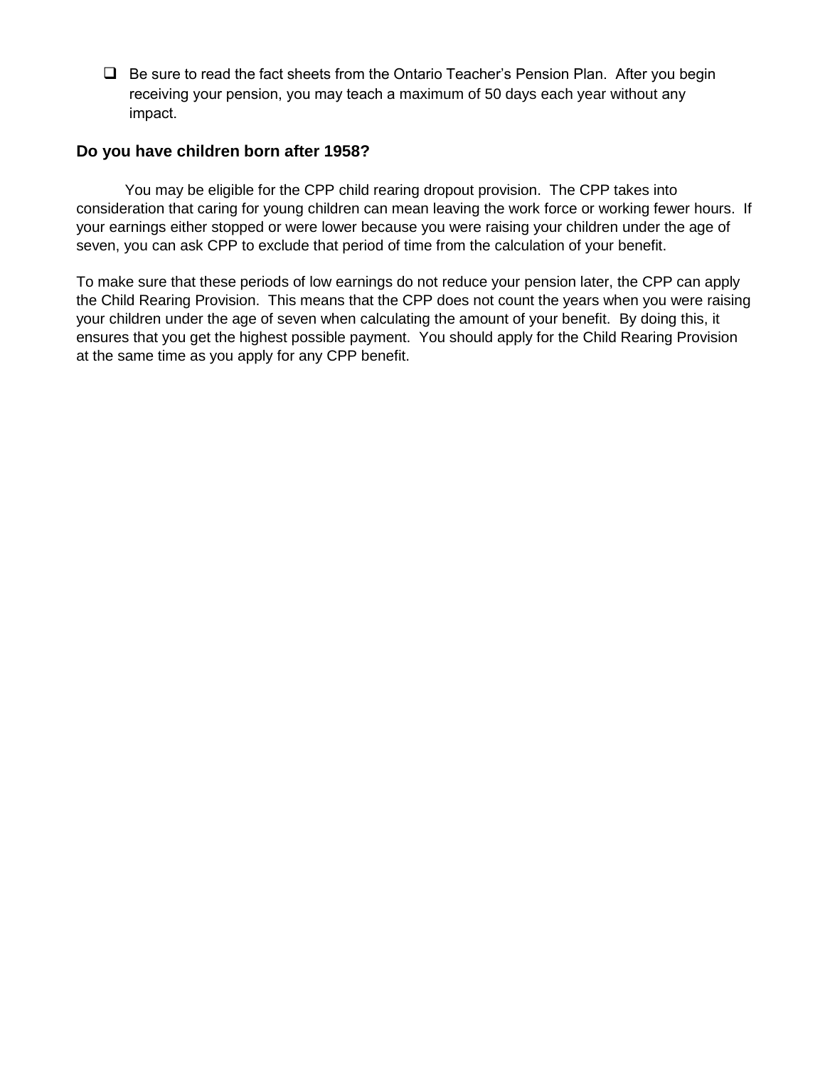- [ ] Be sure to read the fact sheets from the Ontario Teacher's Pension Plan. After you begin receiving your pension, you may teach a maximum of 50 days each year without any impact.

### Do you have children born after 1958?

You may be eligible for the CPP child rearing dropout provision. The CPP takes into consideration that caring for young children can mean leaving the work force or working fewer hours. If your earnings either stopped or were lower because you were raising your children under the age of seven, you can ask CPP to exclude that period of time from the calculation of your benefit.

To make sure that these periods of low earnings do not reduce your pension later, the CPP can apply the Child Rearing Provision. This means that the CPP does not count the years when you were raising your children under the age of seven when calculating the amount of your benefit. By doing this, it ensures that you get the highest possible payment. You should apply for the Child Rearing Provision at the same time as you apply for any CPP benefit.